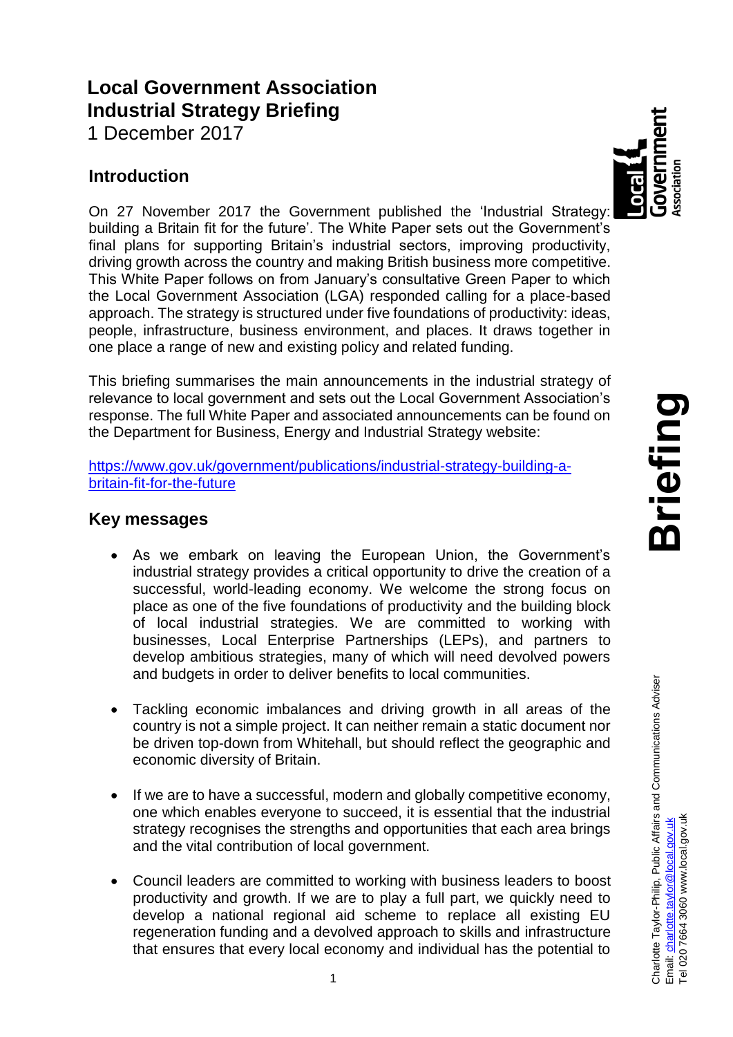# Local Government Association Industrial Strategy Briefing

1 December 2017

## Introduction

On 27 November 2017 the Government published the 'Industrial Strategy: building a Britain fit for the future'. The White Paper sets out the Government's final plans for supporting Britain's industrial sectors, improving productivity, driving growth across the country and making British business more competitive. This White Paper follows on from January's consultative Green Paper to which the Local Government Association (LGA) responded calling for a place-based approach. The strategy is structured under five foundations of productivity: ideas, people, infrastructure, business environment, and places. It draws together in one place a range of new and existing policy and related funding.

This briefing summarises the main announcements in the industrial strategy of relevance to local government and sets out the Local Government Association's response. The full White Paper and associated announcements can be found on the Department for Business, Energy and Industrial Strategy website:

[https://www.gov.uk/government/publications/industrial-strategy-building-a-britain-fit-for-the-future](https://www.gov.uk/government/publications/industrial-strategy-building-a-britain-fit-for-the-future)

## Key messages

- As we embark on leaving the European Union, the Government's industrial strategy provides a critical opportunity to drive the creation of a successful, world-leading economy. We welcome the strong focus on place as one of the five foundations of productivity and the building block of local industrial strategies. We are committed to working with businesses, Local Enterprise Partnerships (LEPs), and partners to develop ambitious strategies, many of which will need devolved powers and budgets in order to deliver benefits to local communities.

- Tackling economic imbalances and driving growth in all areas of the country is not a simple project. It can neither remain a static document nor be driven top-down from Whitehall, but should reflect the geographic and economic diversity of Britain.

- If we are to have a successful, modern and globally competitive economy, one which enables everyone to succeed, it is essential that the industrial strategy recognises the strengths and opportunities that each area brings and the vital contribution of local government.

- Council leaders are committed to working with business leaders to boost productivity and growth. If we are to play a full part, we quickly need to develop a national regional aid scheme to replace all existing EU regeneration funding and a devolved approach to skills and infrastructure that ensures that every local economy and individual has the potential to

Charlotte Taylor-Philip, Public Affairs and Communications Adviser
Email: charlotte.taylor@local.gov.uk
Tel 020 7664 3060 www.local.gov.uk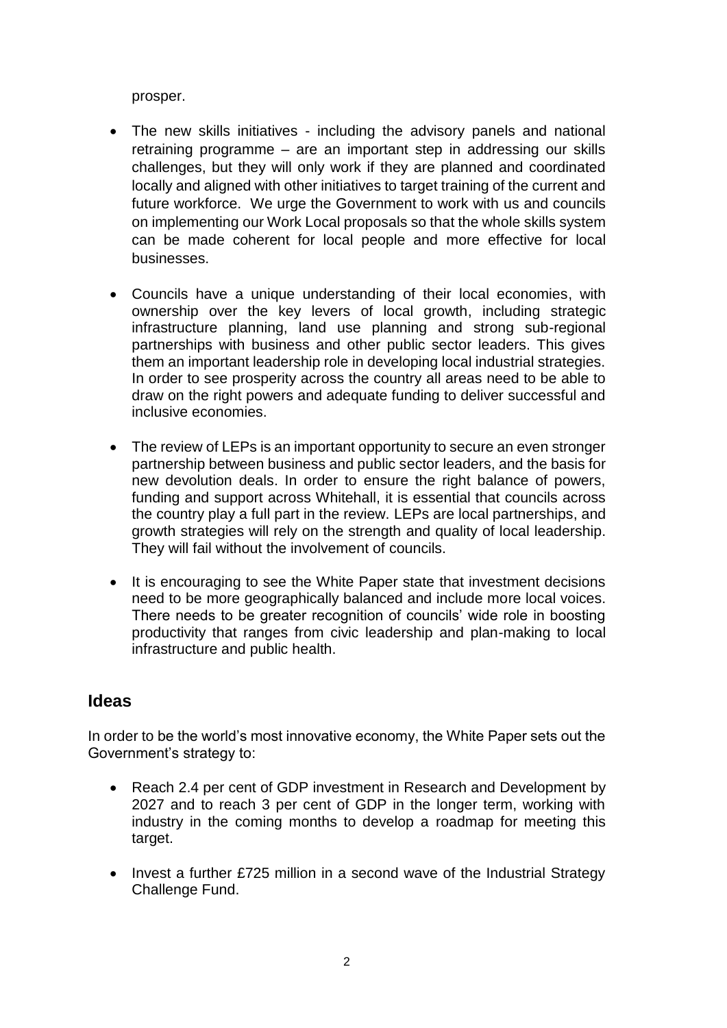prosper.

- The new skills initiatives - including the advisory panels and national retraining programme – are an important step in addressing our skills challenges, but they will only work if they are planned and coordinated locally and aligned with other initiatives to target training of the current and future workforce. We urge the Government to work with us and councils on implementing our Work Local proposals so that the whole skills system can be made coherent for local people and more effective for local businesses.

- Councils have a unique understanding of their local economies, with ownership over the key levers of local growth, including strategic infrastructure planning, land use planning and strong sub-regional partnerships with business and other public sector leaders. This gives them an important leadership role in developing local industrial strategies. In order to see prosperity across the country all areas need to be able to draw on the right powers and adequate funding to deliver successful and inclusive economies.

- The review of LEPs is an important opportunity to secure an even stronger partnership between business and public sector leaders, and the basis for new devolution deals. In order to ensure the right balance of powers, funding and support across Whitehall, it is essential that councils across the country play a full part in the review. LEPs are local partnerships, and growth strategies will rely on the strength and quality of local leadership. They will fail without the involvement of councils.

- It is encouraging to see the White Paper state that investment decisions need to be more geographically balanced and include more local voices. There needs to be greater recognition of councils' wide role in boosting productivity that ranges from civic leadership and plan-making to local infrastructure and public health.

## Ideas

In order to be the world's most innovative economy, the White Paper sets out the Government's strategy to:

- Reach 2.4 per cent of GDP investment in Research and Development by 2027 and to reach 3 per cent of GDP in the longer term, working with industry in the coming months to develop a roadmap for meeting this target.

- Invest a further £725 million in a second wave of the Industrial Strategy Challenge Fund.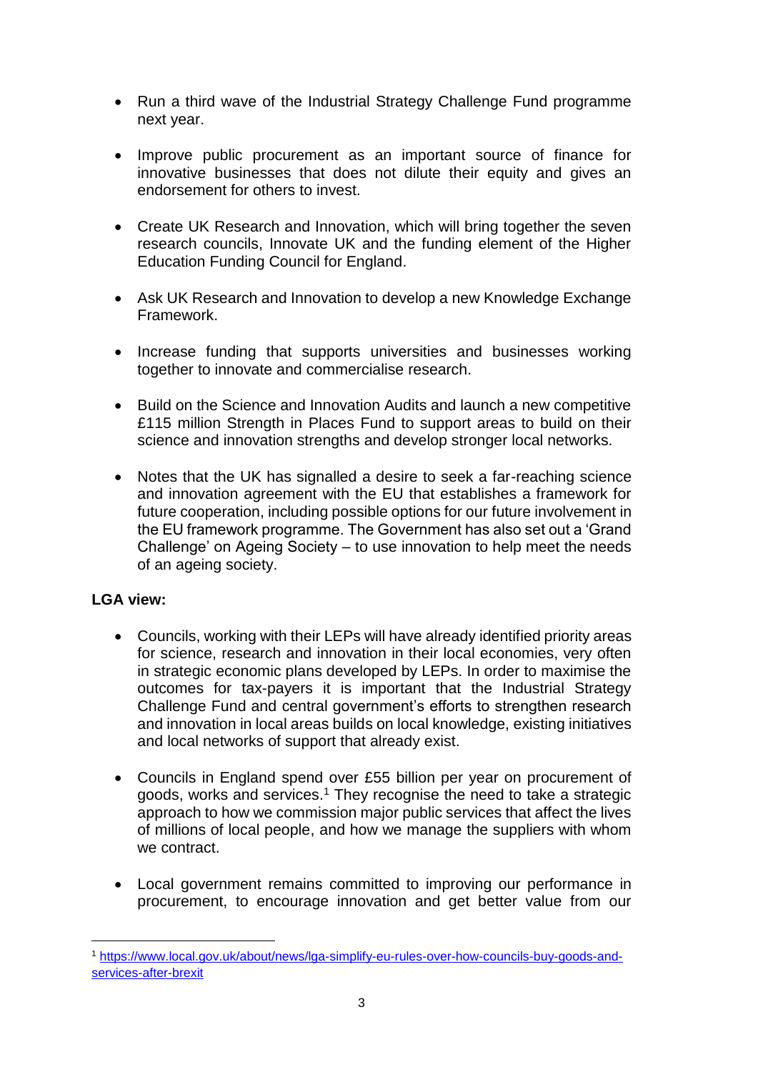- Run a third wave of the Industrial Strategy Challenge Fund programme next year.

- Improve public procurement as an important source of finance for innovative businesses that does not dilute their equity and gives an endorsement for others to invest.

- Create UK Research and Innovation, which will bring together the seven research councils, Innovate UK and the funding element of the Higher Education Funding Council for England.

- Ask UK Research and Innovation to develop a new Knowledge Exchange Framework.

- Increase funding that supports universities and businesses working together to innovate and commercialise research.

- Build on the Science and Innovation Audits and launch a new competitive £115 million Strength in Places Fund to support areas to build on their science and innovation strengths and develop stronger local networks.

- Notes that the UK has signalled a desire to seek a far-reaching science and innovation agreement with the EU that establishes a framework for future cooperation, including possible options for our future involvement in the EU framework programme. The Government has also set out a 'Grand Challenge' on Ageing Society – to use innovation to help meet the needs of an ageing society.

**LGA view:**

- Councils, working with their LEPs will have already identified priority areas for science, research and innovation in their local economies, very often in strategic economic plans developed by LEPs. In order to maximise the outcomes for tax-payers it is important that the Industrial Strategy Challenge Fund and central government's efforts to strengthen research and innovation in local areas builds on local knowledge, existing initiatives and local networks of support that already exist.

- Councils in England spend over £55 billion per year on procurement of goods, works and services.[1] They recognise the need to take a strategic approach to how we commission major public services that affect the lives of millions of local people, and how we manage the suppliers with whom we contract.

- Local government remains committed to improving our performance in procurement, to encourage innovation and get better value from our

[1] https://www.local.gov.uk/about/news/lga-simplify-eu-rules-over-how-councils-buy-goods-and-services-after-brexit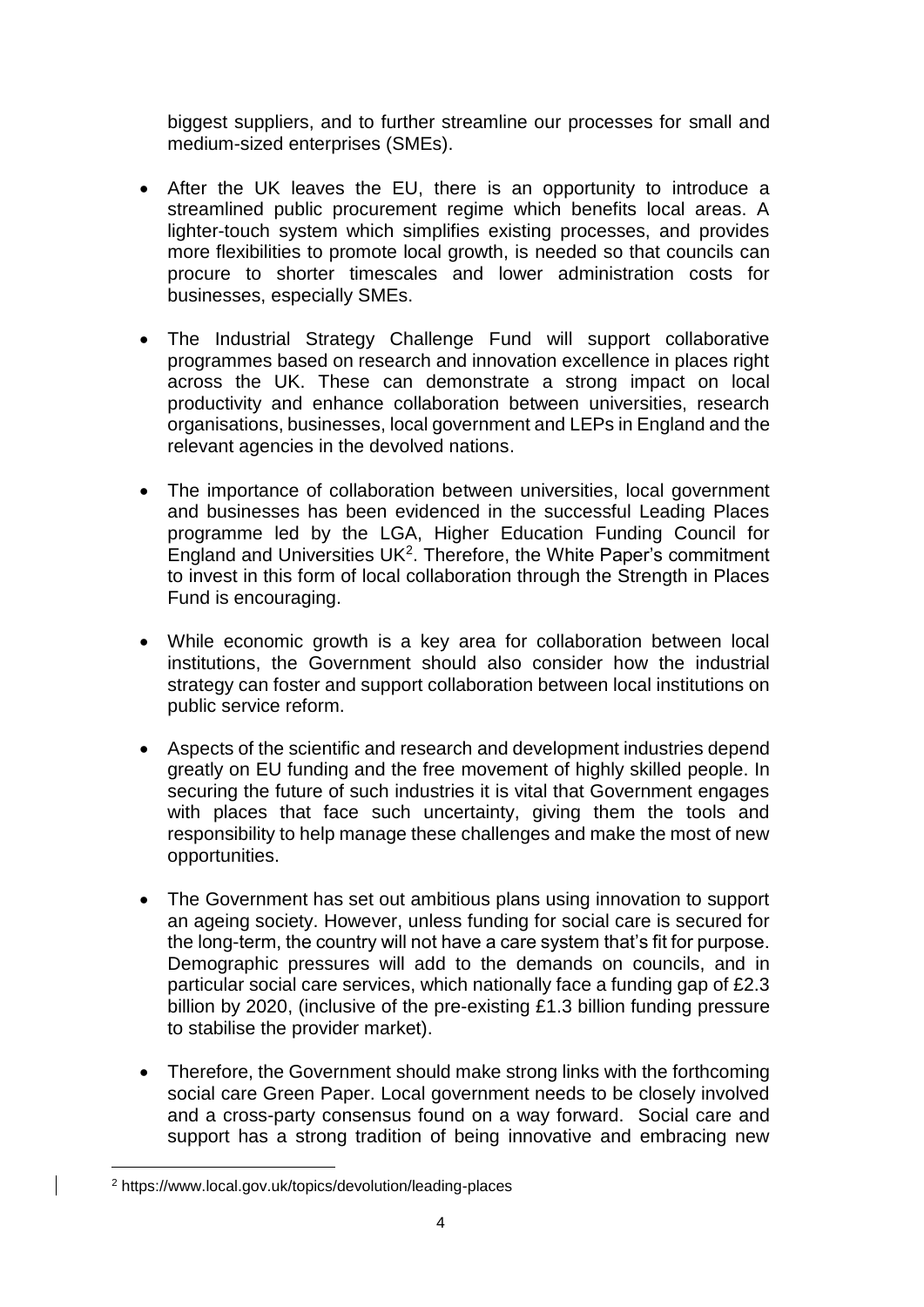biggest suppliers, and to further streamline our processes for small and medium-sized enterprises (SMEs).

- After the UK leaves the EU, there is an opportunity to introduce a streamlined public procurement regime which benefits local areas. A lighter-touch system which simplifies existing processes, and provides more flexibilities to promote local growth, is needed so that councils can procure to shorter timescales and lower administration costs for businesses, especially SMEs.

- The Industrial Strategy Challenge Fund will support collaborative programmes based on research and innovation excellence in places right across the UK. These can demonstrate a strong impact on local productivity and enhance collaboration between universities, research organisations, businesses, local government and LEPs in England and the relevant agencies in the devolved nations.

- The importance of collaboration between universities, local government and businesses has been evidenced in the successful Leading Places programme led by the LGA, Higher Education Funding Council for England and Universities UK[2]. Therefore, the White Paper's commitment to invest in this form of local collaboration through the Strength in Places Fund is encouraging.

- While economic growth is a key area for collaboration between local institutions, the Government should also consider how the industrial strategy can foster and support collaboration between local institutions on public service reform.

- Aspects of the scientific and research and development industries depend greatly on EU funding and the free movement of highly skilled people. In securing the future of such industries it is vital that Government engages with places that face such uncertainty, giving them the tools and responsibility to help manage these challenges and make the most of new opportunities.

- The Government has set out ambitious plans using innovation to support an ageing society. However, unless funding for social care is secured for the long-term, the country will not have a care system that's fit for purpose. Demographic pressures will add to the demands on councils, and in particular social care services, which nationally face a funding gap of £2.3 billion by 2020, (inclusive of the pre-existing £1.3 billion funding pressure to stabilise the provider market).

- Therefore, the Government should make strong links with the forthcoming social care Green Paper. Local government needs to be closely involved and a cross-party consensus found on a way forward. Social care and support has a strong tradition of being innovative and embracing new

[2] https://www.local.gov.uk/topics/devolution/leading-places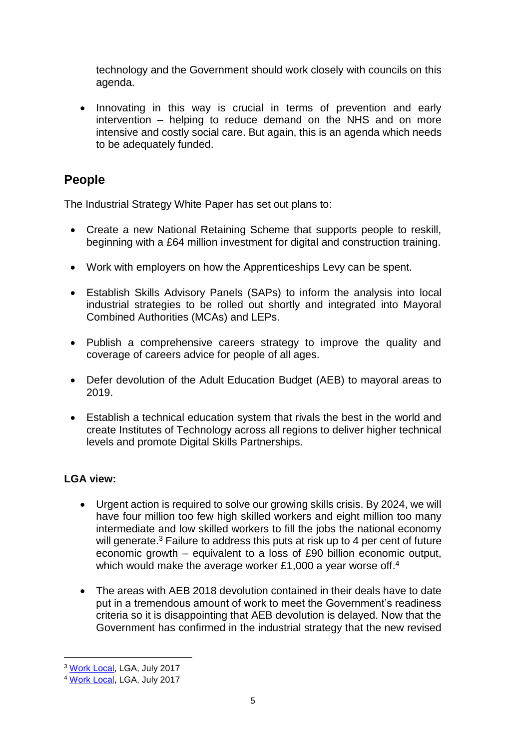technology and the Government should work closely with councils on this agenda.

- Innovating in this way is crucial in terms of prevention and early intervention – helping to reduce demand on the NHS and on more intensive and costly social care. But again, this is an agenda which needs to be adequately funded.

## People

The Industrial Strategy White Paper has set out plans to:

- Create a new National Retaining Scheme that supports people to reskill, beginning with a £64 million investment for digital and construction training.
- Work with employers on how the Apprenticeships Levy can be spent.
- Establish Skills Advisory Panels (SAPs) to inform the analysis into local industrial strategies to be rolled out shortly and integrated into Mayoral Combined Authorities (MCAs) and LEPs.
- Publish a comprehensive careers strategy to improve the quality and coverage of careers advice for people of all ages.
- Defer devolution of the Adult Education Budget (AEB) to mayoral areas to 2019.
- Establish a technical education system that rivals the best in the world and create Institutes of Technology across all regions to deliver higher technical levels and promote Digital Skills Partnerships.

**LGA view:**

- Urgent action is required to solve our growing skills crisis. By 2024, we will have four million too few high skilled workers and eight million too many intermediate and low skilled workers to fill the jobs the national economy will generate.[3] Failure to address this puts at risk up to 4 per cent of future economic growth – equivalent to a loss of £90 billion economic output, which would make the average worker £1,000 a year worse off.[4]
- The areas with AEB 2018 devolution contained in their deals have to date put in a tremendous amount of work to meet the Government's readiness criteria so it is disappointing that AEB devolution is delayed. Now that the Government has confirmed in the industrial strategy that the new revised

[3] Work Local, LGA, July 2017

[4] Work Local, LGA, July 2017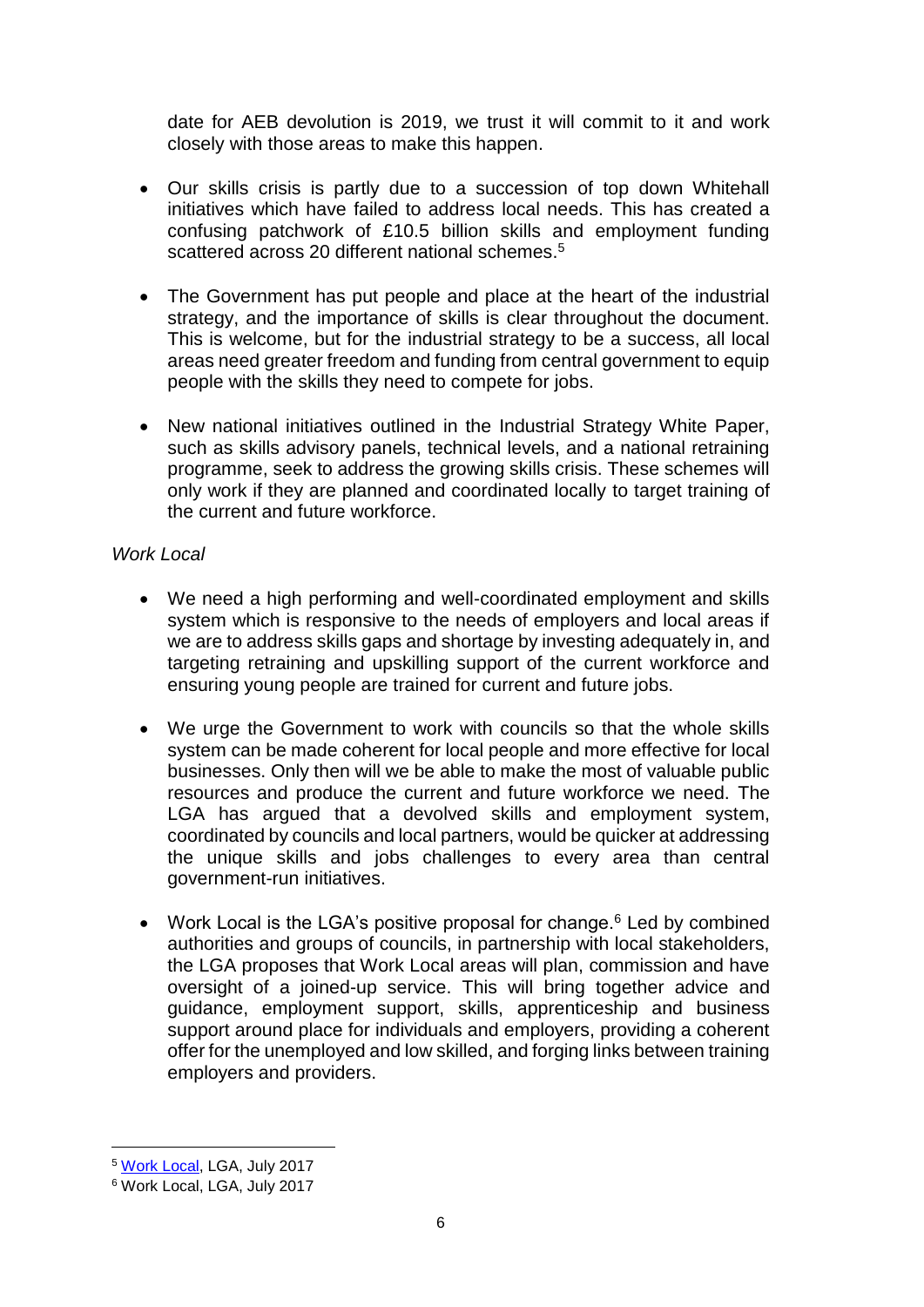date for AEB devolution is 2019, we trust it will commit to it and work closely with those areas to make this happen.

- Our skills crisis is partly due to a succession of top down Whitehall initiatives which have failed to address local needs. This has created a confusing patchwork of £10.5 billion skills and employment funding scattered across 20 different national schemes.[5]

- The Government has put people and place at the heart of the industrial strategy, and the importance of skills is clear throughout the document. This is welcome, but for the industrial strategy to be a success, all local areas need greater freedom and funding from central government to equip people with the skills they need to compete for jobs.

- New national initiatives outlined in the Industrial Strategy White Paper, such as skills advisory panels, technical levels, and a national retraining programme, seek to address the growing skills crisis. These schemes will only work if they are planned and coordinated locally to target training of the current and future workforce.

*Work Local*

- We need a high performing and well-coordinated employment and skills system which is responsive to the needs of employers and local areas if we are to address skills gaps and shortage by investing adequately in, and targeting retraining and upskilling support of the current workforce and ensuring young people are trained for current and future jobs.

- We urge the Government to work with councils so that the whole skills system can be made coherent for local people and more effective for local businesses. Only then will we be able to make the most of valuable public resources and produce the current and future workforce we need. The LGA has argued that a devolved skills and employment system, coordinated by councils and local partners, would be quicker at addressing the unique skills and jobs challenges to every area than central government-run initiatives.

- Work Local is the LGA's positive proposal for change.[6] Led by combined authorities and groups of councils, in partnership with local stakeholders, the LGA proposes that Work Local areas will plan, commission and have oversight of a joined-up service. This will bring together advice and guidance, employment support, skills, apprenticeship and business support around place for individuals and employers, providing a coherent offer for the unemployed and low skilled, and forging links between training employers and providers.

---

[5] Work Local, LGA, July 2017

[6] Work Local, LGA, July 2017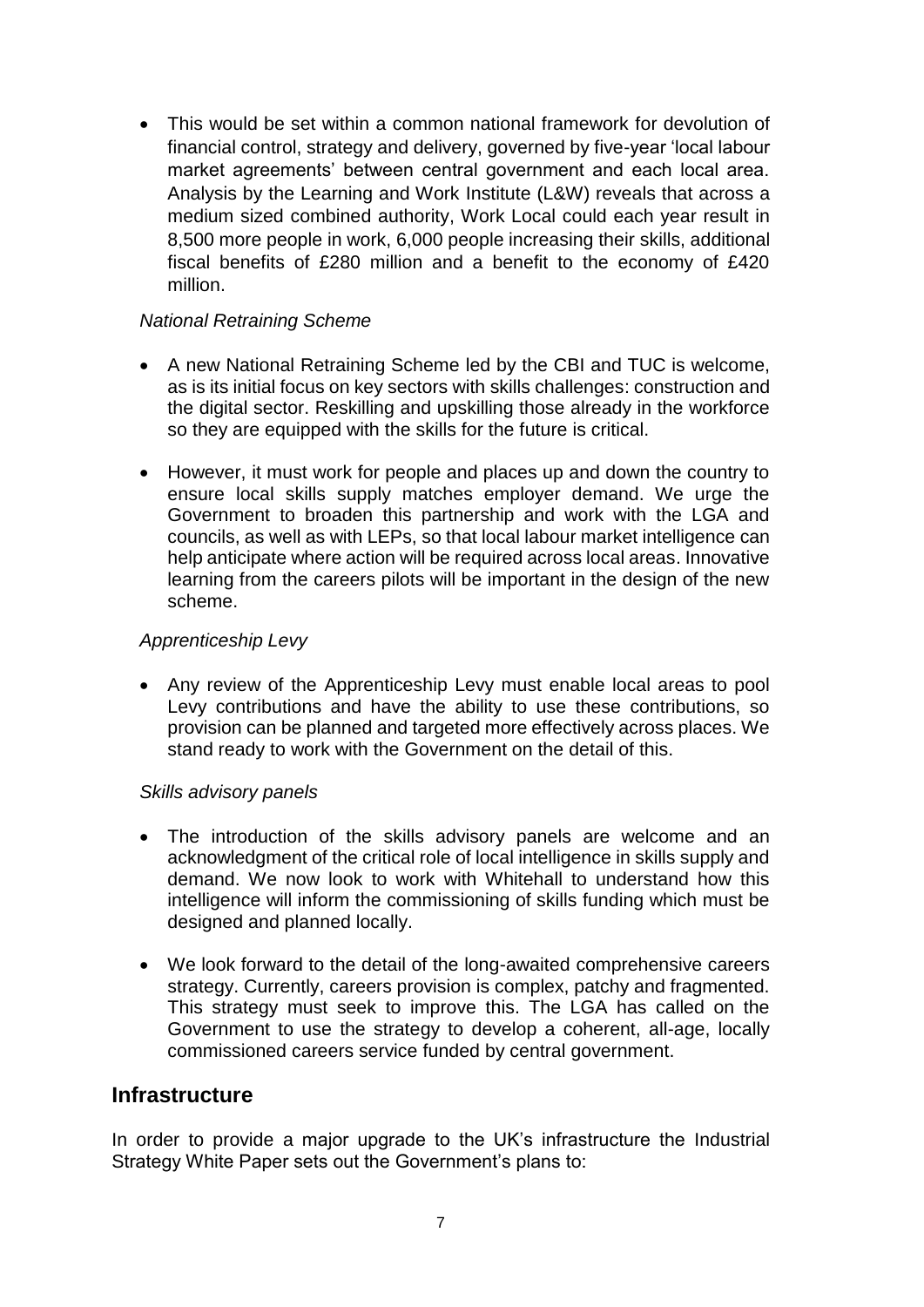- This would be set within a common national framework for devolution of financial control, strategy and delivery, governed by five-year 'local labour market agreements' between central government and each local area. Analysis by the Learning and Work Institute (L&W) reveals that across a medium sized combined authority, Work Local could each year result in 8,500 more people in work, 6,000 people increasing their skills, additional fiscal benefits of £280 million and a benefit to the economy of £420 million.

*National Retraining Scheme*

- A new National Retraining Scheme led by the CBI and TUC is welcome, as is its initial focus on key sectors with skills challenges: construction and the digital sector. Reskilling and upskilling those already in the workforce so they are equipped with the skills for the future is critical.

- However, it must work for people and places up and down the country to ensure local skills supply matches employer demand. We urge the Government to broaden this partnership and work with the LGA and councils, as well as with LEPs, so that local labour market intelligence can help anticipate where action will be required across local areas. Innovative learning from the careers pilots will be important in the design of the new scheme.

*Apprenticeship Levy*

- Any review of the Apprenticeship Levy must enable local areas to pool Levy contributions and have the ability to use these contributions, so provision can be planned and targeted more effectively across places. We stand ready to work with the Government on the detail of this.

*Skills advisory panels*

- The introduction of the skills advisory panels are welcome and an acknowledgment of the critical role of local intelligence in skills supply and demand. We now look to work with Whitehall to understand how this intelligence will inform the commissioning of skills funding which must be designed and planned locally.

- We look forward to the detail of the long-awaited comprehensive careers strategy. Currently, careers provision is complex, patchy and fragmented. This strategy must seek to improve this. The LGA has called on the Government to use the strategy to develop a coherent, all-age, locally commissioned careers service funded by central government.

## Infrastructure

In order to provide a major upgrade to the UK's infrastructure the Industrial Strategy White Paper sets out the Government's plans to: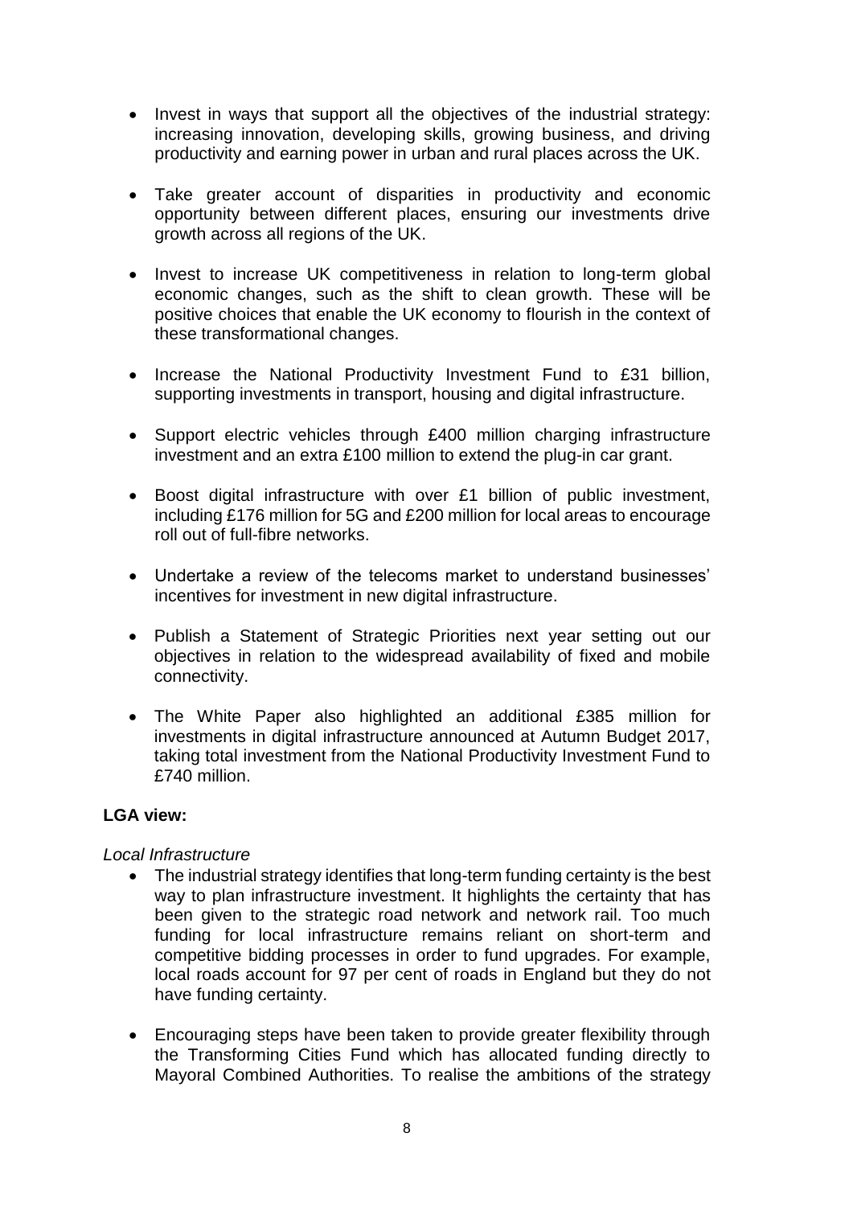- Invest in ways that support all the objectives of the industrial strategy: increasing innovation, developing skills, growing business, and driving productivity and earning power in urban and rural places across the UK.

- Take greater account of disparities in productivity and economic opportunity between different places, ensuring our investments drive growth across all regions of the UK.

- Invest to increase UK competitiveness in relation to long-term global economic changes, such as the shift to clean growth. These will be positive choices that enable the UK economy to flourish in the context of these transformational changes.

- Increase the National Productivity Investment Fund to £31 billion, supporting investments in transport, housing and digital infrastructure.

- Support electric vehicles through £400 million charging infrastructure investment and an extra £100 million to extend the plug-in car grant.

- Boost digital infrastructure with over £1 billion of public investment, including £176 million for 5G and £200 million for local areas to encourage roll out of full-fibre networks.

- Undertake a review of the telecoms market to understand businesses' incentives for investment in new digital infrastructure.

- Publish a Statement of Strategic Priorities next year setting out our objectives in relation to the widespread availability of fixed and mobile connectivity.

- The White Paper also highlighted an additional £385 million for investments in digital infrastructure announced at Autumn Budget 2017, taking total investment from the National Productivity Investment Fund to £740 million.

**LGA view:**

*Local Infrastructure*

- The industrial strategy identifies that long-term funding certainty is the best way to plan infrastructure investment. It highlights the certainty that has been given to the strategic road network and network rail. Too much funding for local infrastructure remains reliant on short-term and competitive bidding processes in order to fund upgrades. For example, local roads account for 97 per cent of roads in England but they do not have funding certainty.

- Encouraging steps have been taken to provide greater flexibility through the Transforming Cities Fund which has allocated funding directly to Mayoral Combined Authorities. To realise the ambitions of the strategy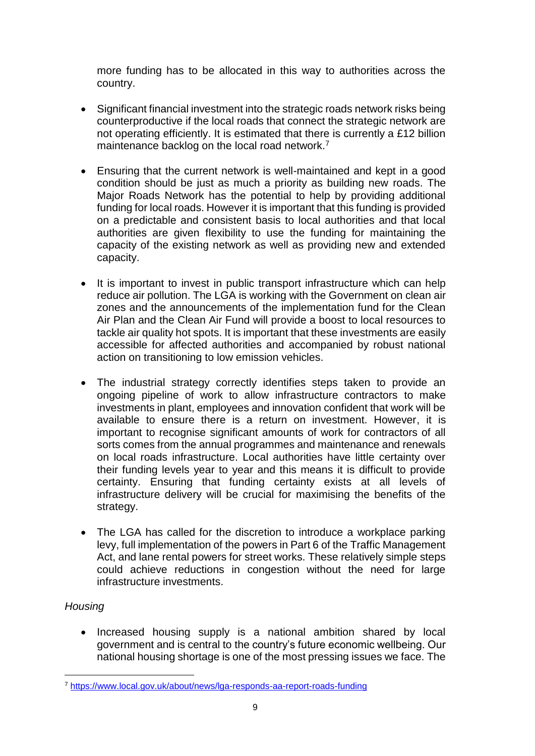more funding has to be allocated in this way to authorities across the country.

- Significant financial investment into the strategic roads network risks being counterproductive if the local roads that connect the strategic network are not operating efficiently. It is estimated that there is currently a £12 billion maintenance backlog on the local road network.[7]

- Ensuring that the current network is well-maintained and kept in a good condition should be just as much a priority as building new roads. The Major Roads Network has the potential to help by providing additional funding for local roads. However it is important that this funding is provided on a predictable and consistent basis to local authorities and that local authorities are given flexibility to use the funding for maintaining the capacity of the existing network as well as providing new and extended capacity.

- It is important to invest in public transport infrastructure which can help reduce air pollution. The LGA is working with the Government on clean air zones and the announcements of the implementation fund for the Clean Air Plan and the Clean Air Fund will provide a boost to local resources to tackle air quality hot spots. It is important that these investments are easily accessible for affected authorities and accompanied by robust national action on transitioning to low emission vehicles.

- The industrial strategy correctly identifies steps taken to provide an ongoing pipeline of work to allow infrastructure contractors to make investments in plant, employees and innovation confident that work will be available to ensure there is a return on investment. However, it is important to recognise significant amounts of work for contractors of all sorts comes from the annual programmes and maintenance and renewals on local roads infrastructure. Local authorities have little certainty over their funding levels year to year and this means it is difficult to provide certainty. Ensuring that funding certainty exists at all levels of infrastructure delivery will be crucial for maximising the benefits of the strategy.

- The LGA has called for the discretion to introduce a workplace parking levy, full implementation of the powers in Part 6 of the Traffic Management Act, and lane rental powers for street works. These relatively simple steps could achieve reductions in congestion without the need for large infrastructure investments.

*Housing*

- Increased housing supply is a national ambition shared by local government and is central to the country's future economic wellbeing. Our national housing shortage is one of the most pressing issues we face. The

---

[7] https://www.local.gov.uk/about/news/lga-responds-aa-report-roads-funding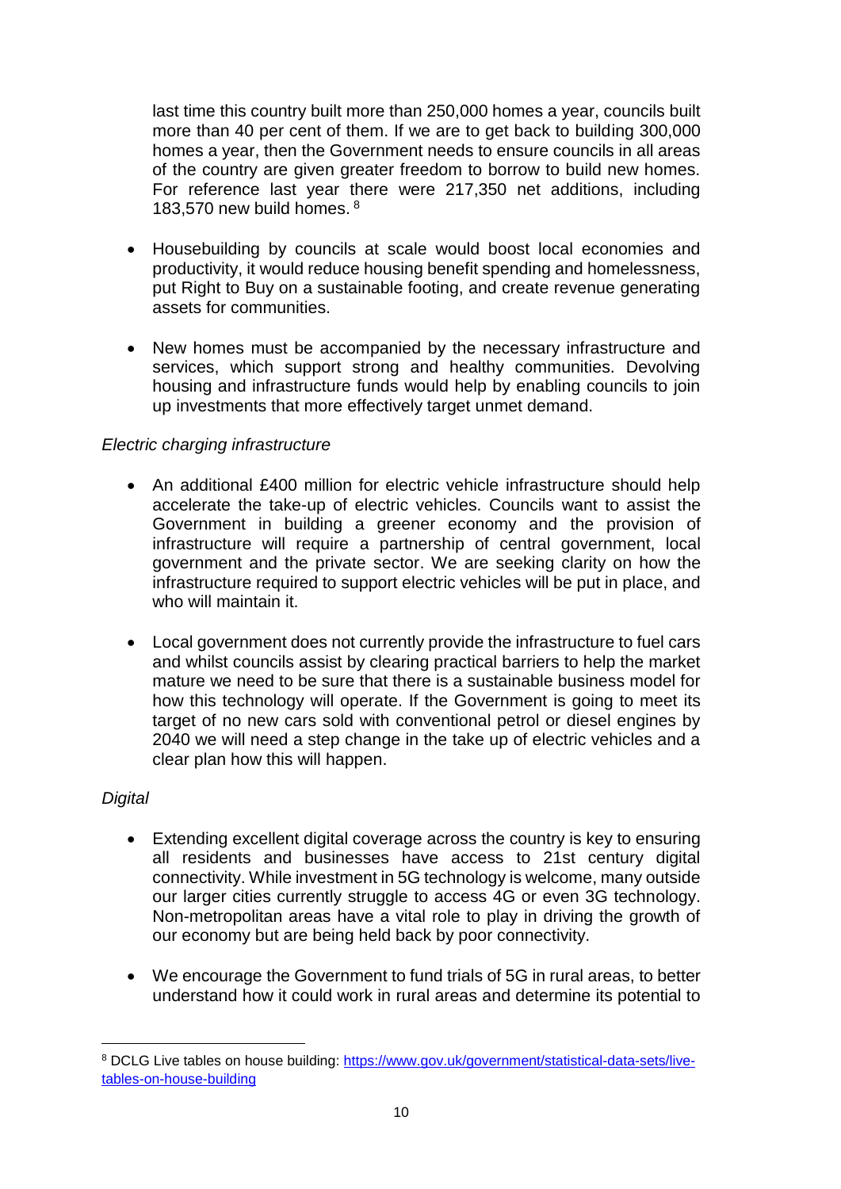last time this country built more than 250,000 homes a year, councils built more than 40 per cent of them. If we are to get back to building 300,000 homes a year, then the Government needs to ensure councils in all areas of the country are given greater freedom to borrow to build new homes. For reference last year there were 217,350 net additions, including 183,570 new build homes.[8]

- Housebuilding by councils at scale would boost local economies and productivity, it would reduce housing benefit spending and homelessness, put Right to Buy on a sustainable footing, and create revenue generating assets for communities.

- New homes must be accompanied by the necessary infrastructure and services, which support strong and healthy communities. Devolving housing and infrastructure funds would help by enabling councils to join up investments that more effectively target unmet demand.

*Electric charging infrastructure*

- An additional £400 million for electric vehicle infrastructure should help accelerate the take-up of electric vehicles. Councils want to assist the Government in building a greener economy and the provision of infrastructure will require a partnership of central government, local government and the private sector. We are seeking clarity on how the infrastructure required to support electric vehicles will be put in place, and who will maintain it.

- Local government does not currently provide the infrastructure to fuel cars and whilst councils assist by clearing practical barriers to help the market mature we need to be sure that there is a sustainable business model for how this technology will operate. If the Government is going to meet its target of no new cars sold with conventional petrol or diesel engines by 2040 we will need a step change in the take up of electric vehicles and a clear plan how this will happen.

*Digital*

- Extending excellent digital coverage across the country is key to ensuring all residents and businesses have access to 21st century digital connectivity. While investment in 5G technology is welcome, many outside our larger cities currently struggle to access 4G or even 3G technology. Non-metropolitan areas have a vital role to play in driving the growth of our economy but are being held back by poor connectivity.

- We encourage the Government to fund trials of 5G in rural areas, to better understand how it could work in rural areas and determine its potential to

[8] DCLG Live tables on house building: https://www.gov.uk/government/statistical-data-sets/live-tables-on-house-building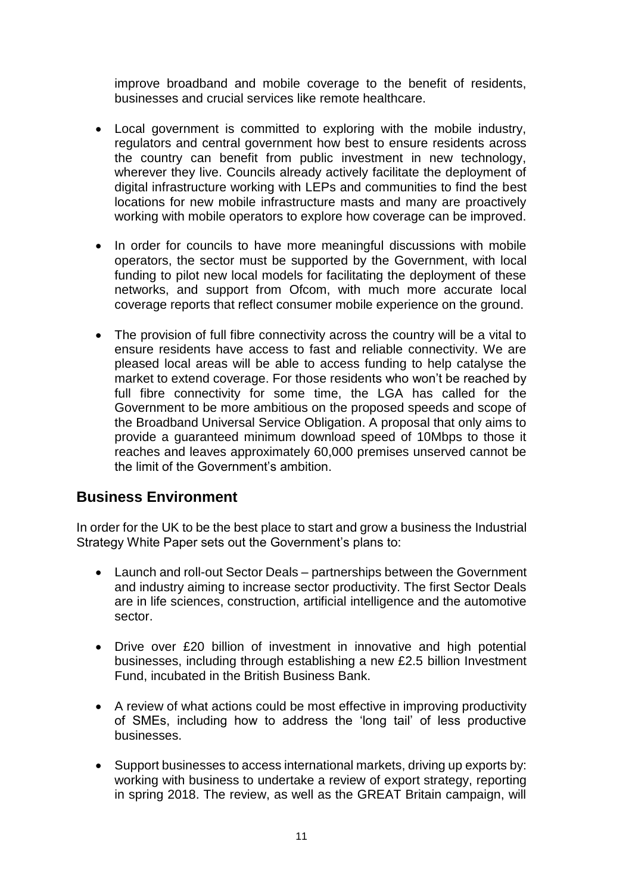improve broadband and mobile coverage to the benefit of residents, businesses and crucial services like remote healthcare.

- Local government is committed to exploring with the mobile industry, regulators and central government how best to ensure residents across the country can benefit from public investment in new technology, wherever they live. Councils already actively facilitate the deployment of digital infrastructure working with LEPs and communities to find the best locations for new mobile infrastructure masts and many are proactively working with mobile operators to explore how coverage can be improved.

- In order for councils to have more meaningful discussions with mobile operators, the sector must be supported by the Government, with local funding to pilot new local models for facilitating the deployment of these networks, and support from Ofcom, with much more accurate local coverage reports that reflect consumer mobile experience on the ground.

- The provision of full fibre connectivity across the country will be a vital to ensure residents have access to fast and reliable connectivity. We are pleased local areas will be able to access funding to help catalyse the market to extend coverage. For those residents who won't be reached by full fibre connectivity for some time, the LGA has called for the Government to be more ambitious on the proposed speeds and scope of the Broadband Universal Service Obligation. A proposal that only aims to provide a guaranteed minimum download speed of 10Mbps to those it reaches and leaves approximately 60,000 premises unserved cannot be the limit of the Government's ambition.

## Business Environment

In order for the UK to be the best place to start and grow a business the Industrial Strategy White Paper sets out the Government's plans to:

- Launch and roll-out Sector Deals – partnerships between the Government and industry aiming to increase sector productivity. The first Sector Deals are in life sciences, construction, artificial intelligence and the automotive sector.

- Drive over £20 billion of investment in innovative and high potential businesses, including through establishing a new £2.5 billion Investment Fund, incubated in the British Business Bank.

- A review of what actions could be most effective in improving productivity of SMEs, including how to address the 'long tail' of less productive businesses.

- Support businesses to access international markets, driving up exports by: working with business to undertake a review of export strategy, reporting in spring 2018. The review, as well as the GREAT Britain campaign, will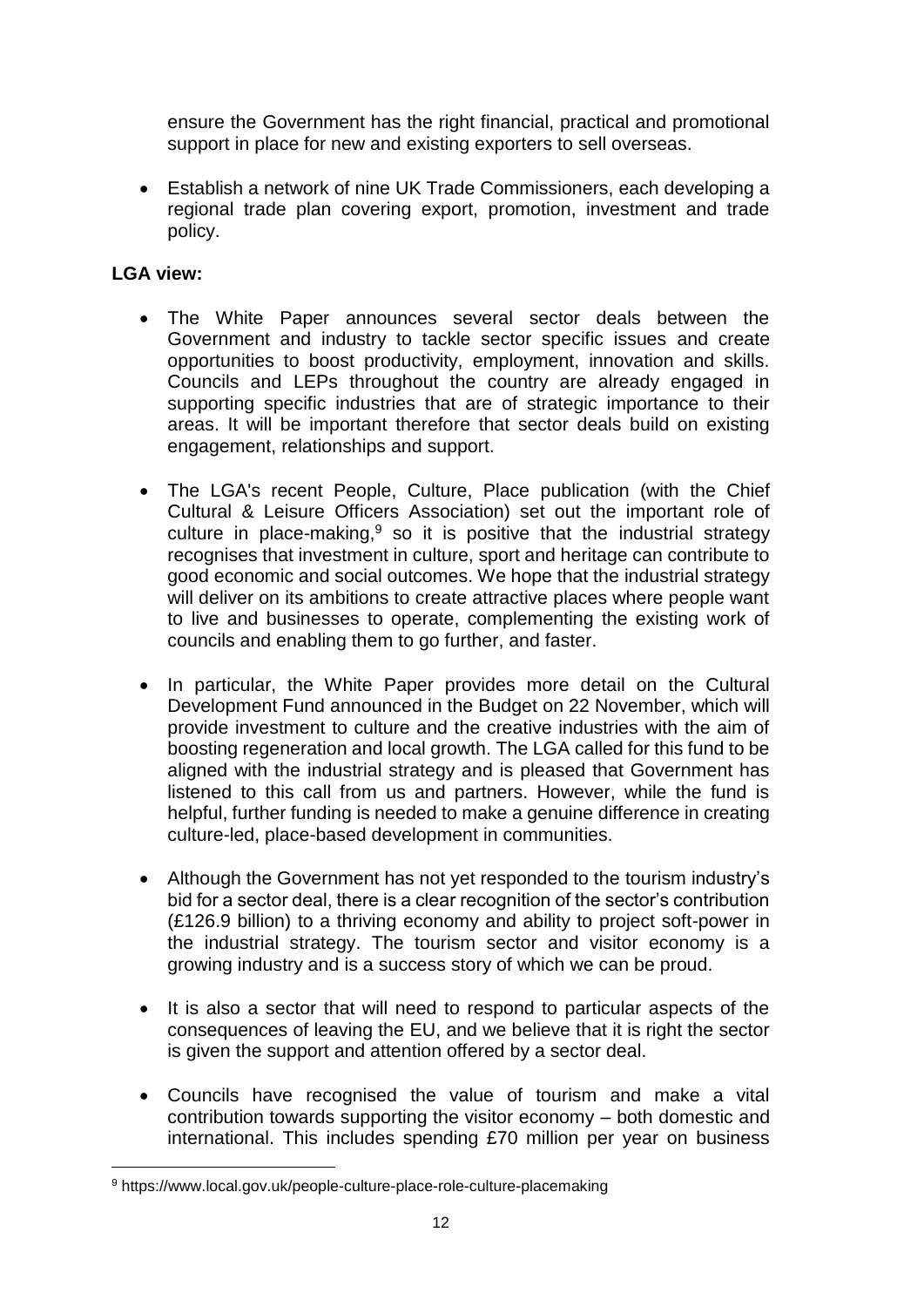ensure the Government has the right financial, practical and promotional support in place for new and existing exporters to sell overseas.

- Establish a network of nine UK Trade Commissioners, each developing a regional trade plan covering export, promotion, investment and trade policy.

**LGA view:**

- The White Paper announces several sector deals between the Government and industry to tackle sector specific issues and create opportunities to boost productivity, employment, innovation and skills. Councils and LEPs throughout the country are already engaged in supporting specific industries that are of strategic importance to their areas. It will be important therefore that sector deals build on existing engagement, relationships and support.

- The LGA's recent People, Culture, Place publication (with the Chief Cultural & Leisure Officers Association) set out the important role of culture in place-making,[9] so it is positive that the industrial strategy recognises that investment in culture, sport and heritage can contribute to good economic and social outcomes. We hope that the industrial strategy will deliver on its ambitions to create attractive places where people want to live and businesses to operate, complementing the existing work of councils and enabling them to go further, and faster.

- In particular, the White Paper provides more detail on the Cultural Development Fund announced in the Budget on 22 November, which will provide investment to culture and the creative industries with the aim of boosting regeneration and local growth. The LGA called for this fund to be aligned with the industrial strategy and is pleased that Government has listened to this call from us and partners. However, while the fund is helpful, further funding is needed to make a genuine difference in creating culture-led, place-based development in communities.

- Although the Government has not yet responded to the tourism industry's bid for a sector deal, there is a clear recognition of the sector's contribution (£126.9 billion) to a thriving economy and ability to project soft-power in the industrial strategy. The tourism sector and visitor economy is a growing industry and is a success story of which we can be proud.

- It is also a sector that will need to respond to particular aspects of the consequences of leaving the EU, and we believe that it is right the sector is given the support and attention offered by a sector deal.

- Councils have recognised the value of tourism and make a vital contribution towards supporting the visitor economy – both domestic and international. This includes spending £70 million per year on business

[9] https://www.local.gov.uk/people-culture-place-role-culture-placemaking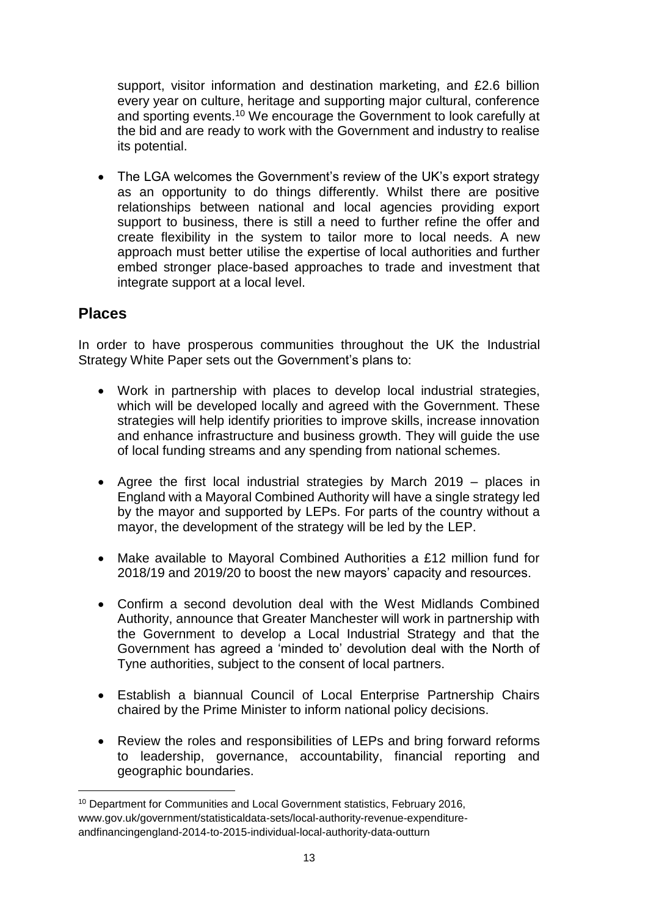support, visitor information and destination marketing, and £2.6 billion every year on culture, heritage and supporting major cultural, conference and sporting events.[10] We encourage the Government to look carefully at the bid and are ready to work with the Government and industry to realise its potential.

- The LGA welcomes the Government's review of the UK's export strategy as an opportunity to do things differently. Whilst there are positive relationships between national and local agencies providing export support to business, there is still a need to further refine the offer and create flexibility in the system to tailor more to local needs. A new approach must better utilise the expertise of local authorities and further embed stronger place-based approaches to trade and investment that integrate support at a local level.

## Places

In order to have prosperous communities throughout the UK the Industrial Strategy White Paper sets out the Government's plans to:

- Work in partnership with places to develop local industrial strategies, which will be developed locally and agreed with the Government. These strategies will help identify priorities to improve skills, increase innovation and enhance infrastructure and business growth. They will guide the use of local funding streams and any spending from national schemes.
- Agree the first local industrial strategies by March 2019 – places in England with a Mayoral Combined Authority will have a single strategy led by the mayor and supported by LEPs. For parts of the country without a mayor, the development of the strategy will be led by the LEP.
- Make available to Mayoral Combined Authorities a £12 million fund for 2018/19 and 2019/20 to boost the new mayors' capacity and resources.
- Confirm a second devolution deal with the West Midlands Combined Authority, announce that Greater Manchester will work in partnership with the Government to develop a Local Industrial Strategy and that the Government has agreed a 'minded to' devolution deal with the North of Tyne authorities, subject to the consent of local partners.
- Establish a biannual Council of Local Enterprise Partnership Chairs chaired by the Prime Minister to inform national policy decisions.
- Review the roles and responsibilities of LEPs and bring forward reforms to leadership, governance, accountability, financial reporting and geographic boundaries.

---

[10] Department for Communities and Local Government statistics, February 2016, www.gov.uk/government/statisticaldata-sets/local-authority-revenue-expenditure-andfinancingengland-2014-to-2015-individual-local-authority-data-outturn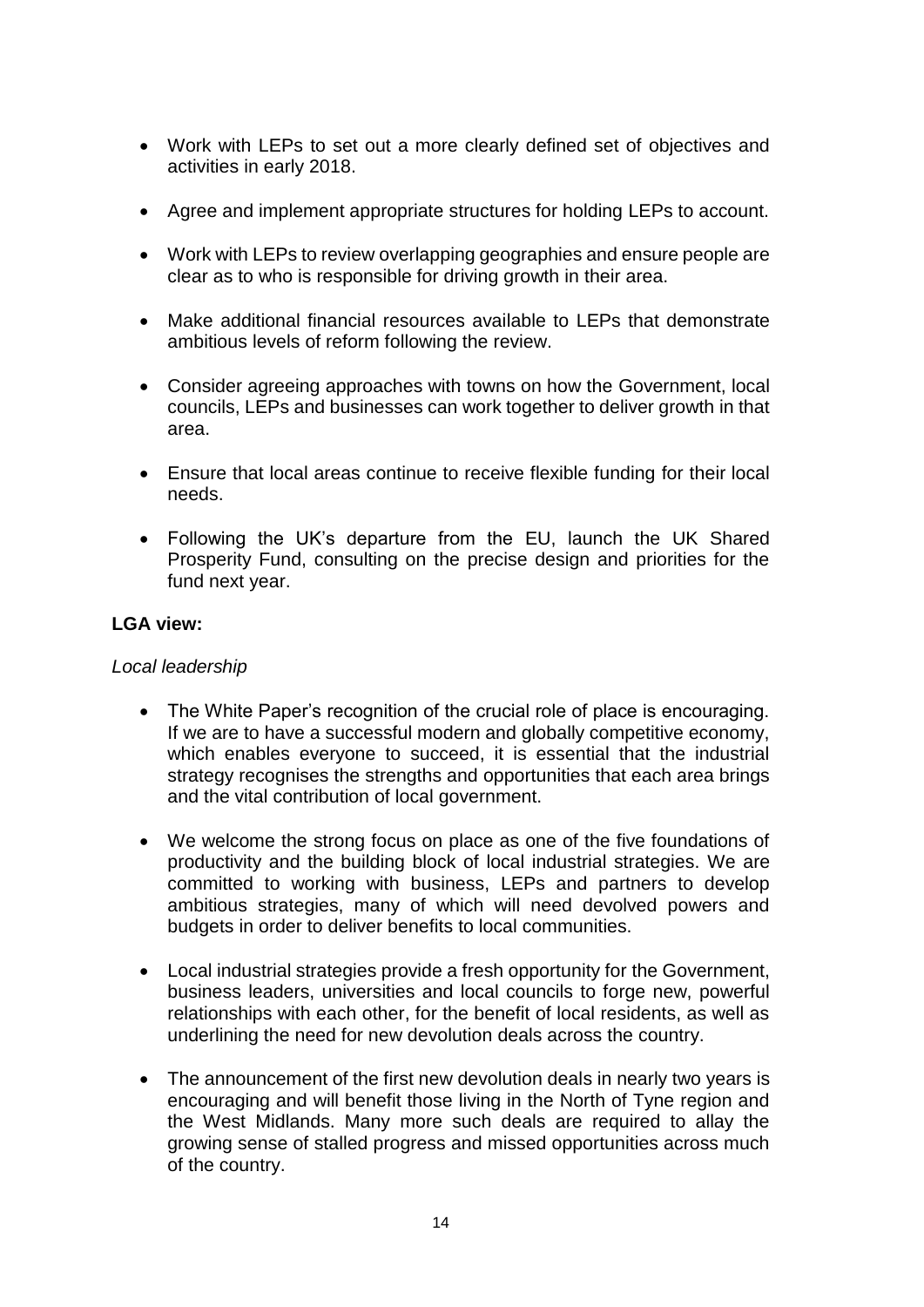- Work with LEPs to set out a more clearly defined set of objectives and activities in early 2018.
- Agree and implement appropriate structures for holding LEPs to account.
- Work with LEPs to review overlapping geographies and ensure people are clear as to who is responsible for driving growth in their area.
- Make additional financial resources available to LEPs that demonstrate ambitious levels of reform following the review.
- Consider agreeing approaches with towns on how the Government, local councils, LEPs and businesses can work together to deliver growth in that area.
- Ensure that local areas continue to receive flexible funding for their local needs.
- Following the UK's departure from the EU, launch the UK Shared Prosperity Fund, consulting on the precise design and priorities for the fund next year.

**LGA view:**

*Local leadership*

- The White Paper's recognition of the crucial role of place is encouraging. If we are to have a successful modern and globally competitive economy, which enables everyone to succeed, it is essential that the industrial strategy recognises the strengths and opportunities that each area brings and the vital contribution of local government.
- We welcome the strong focus on place as one of the five foundations of productivity and the building block of local industrial strategies. We are committed to working with business, LEPs and partners to develop ambitious strategies, many of which will need devolved powers and budgets in order to deliver benefits to local communities.
- Local industrial strategies provide a fresh opportunity for the Government, business leaders, universities and local councils to forge new, powerful relationships with each other, for the benefit of local residents, as well as underlining the need for new devolution deals across the country.
- The announcement of the first new devolution deals in nearly two years is encouraging and will benefit those living in the North of Tyne region and the West Midlands. Many more such deals are required to allay the growing sense of stalled progress and missed opportunities across much of the country.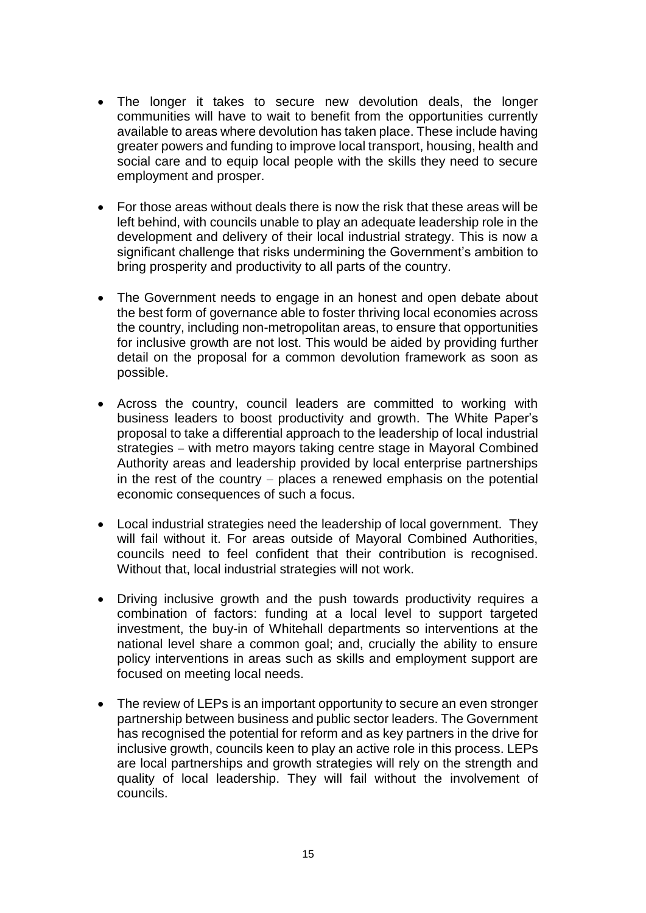- The longer it takes to secure new devolution deals, the longer communities will have to wait to benefit from the opportunities currently available to areas where devolution has taken place. These include having greater powers and funding to improve local transport, housing, health and social care and to equip local people with the skills they need to secure employment and prosper.

- For those areas without deals there is now the risk that these areas will be left behind, with councils unable to play an adequate leadership role in the development and delivery of their local industrial strategy. This is now a significant challenge that risks undermining the Government's ambition to bring prosperity and productivity to all parts of the country.

- The Government needs to engage in an honest and open debate about the best form of governance able to foster thriving local economies across the country, including non-metropolitan areas, to ensure that opportunities for inclusive growth are not lost. This would be aided by providing further detail on the proposal for a common devolution framework as soon as possible.

- Across the country, council leaders are committed to working with business leaders to boost productivity and growth. The White Paper's proposal to take a differential approach to the leadership of local industrial strategies – with metro mayors taking centre stage in Mayoral Combined Authority areas and leadership provided by local enterprise partnerships in the rest of the country – places a renewed emphasis on the potential economic consequences of such a focus.

- Local industrial strategies need the leadership of local government. They will fail without it. For areas outside of Mayoral Combined Authorities, councils need to feel confident that their contribution is recognised. Without that, local industrial strategies will not work.

- Driving inclusive growth and the push towards productivity requires a combination of factors: funding at a local level to support targeted investment, the buy-in of Whitehall departments so interventions at the national level share a common goal; and, crucially the ability to ensure policy interventions in areas such as skills and employment support are focused on meeting local needs.

- The review of LEPs is an important opportunity to secure an even stronger partnership between business and public sector leaders. The Government has recognised the potential for reform and as key partners in the drive for inclusive growth, councils keen to play an active role in this process. LEPs are local partnerships and growth strategies will rely on the strength and quality of local leadership. They will fail without the involvement of councils.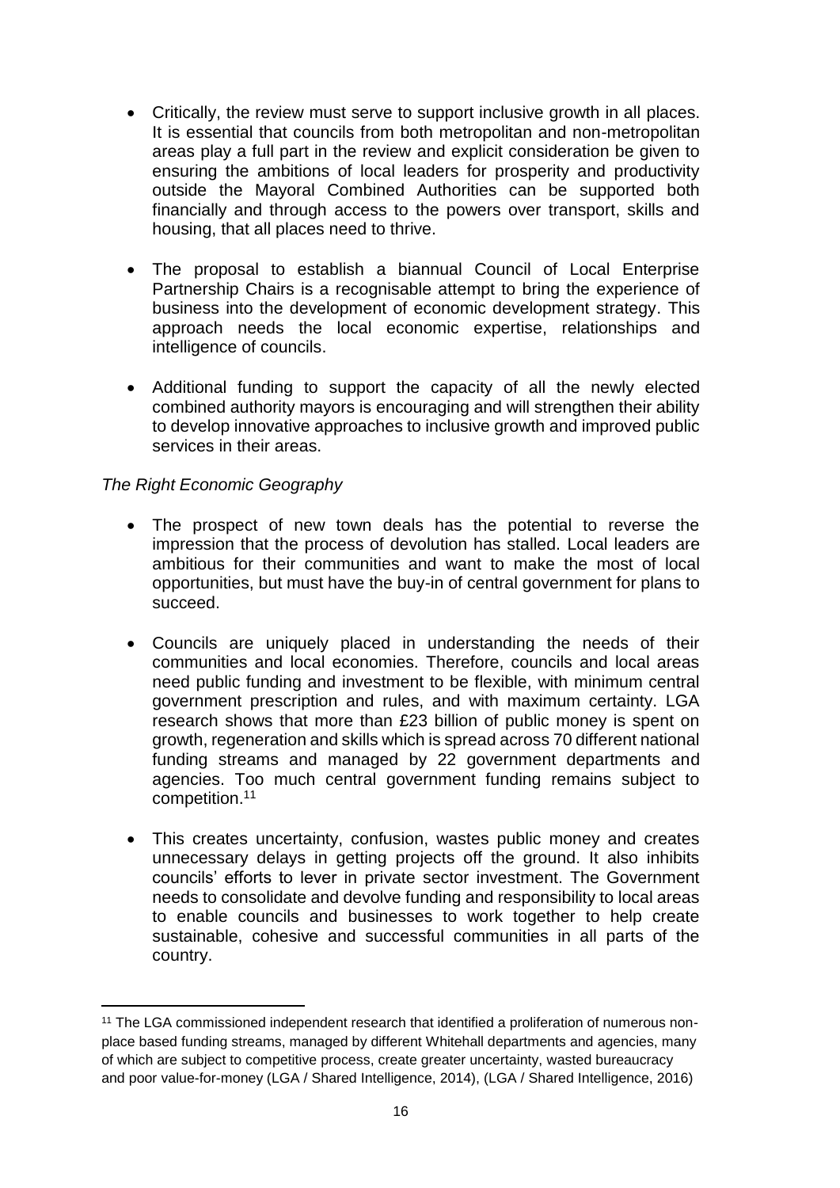- Critically, the review must serve to support inclusive growth in all places. It is essential that councils from both metropolitan and non-metropolitan areas play a full part in the review and explicit consideration be given to ensuring the ambitions of local leaders for prosperity and productivity outside the Mayoral Combined Authorities can be supported both financially and through access to the powers over transport, skills and housing, that all places need to thrive.

- The proposal to establish a biannual Council of Local Enterprise Partnership Chairs is a recognisable attempt to bring the experience of business into the development of economic development strategy. This approach needs the local economic expertise, relationships and intelligence of councils.

- Additional funding to support the capacity of all the newly elected combined authority mayors is encouraging and will strengthen their ability to develop innovative approaches to inclusive growth and improved public services in their areas.

*The Right Economic Geography*

- The prospect of new town deals has the potential to reverse the impression that the process of devolution has stalled. Local leaders are ambitious for their communities and want to make the most of local opportunities, but must have the buy-in of central government for plans to succeed.

- Councils are uniquely placed in understanding the needs of their communities and local economies. Therefore, councils and local areas need public funding and investment to be flexible, with minimum central government prescription and rules, and with maximum certainty. LGA research shows that more than £23 billion of public money is spent on growth, regeneration and skills which is spread across 70 different national funding streams and managed by 22 government departments and agencies. Too much central government funding remains subject to competition.[11]

- This creates uncertainty, confusion, wastes public money and creates unnecessary delays in getting projects off the ground. It also inhibits councils' efforts to lever in private sector investment. The Government needs to consolidate and devolve funding and responsibility to local areas to enable councils and businesses to work together to help create sustainable, cohesive and successful communities in all parts of the country.

[11] The LGA commissioned independent research that identified a proliferation of numerous non-place based funding streams, managed by different Whitehall departments and agencies, many of which are subject to competitive process, create greater uncertainty, wasted bureaucracy and poor value-for-money (LGA / Shared Intelligence, 2014), (LGA / Shared Intelligence, 2016)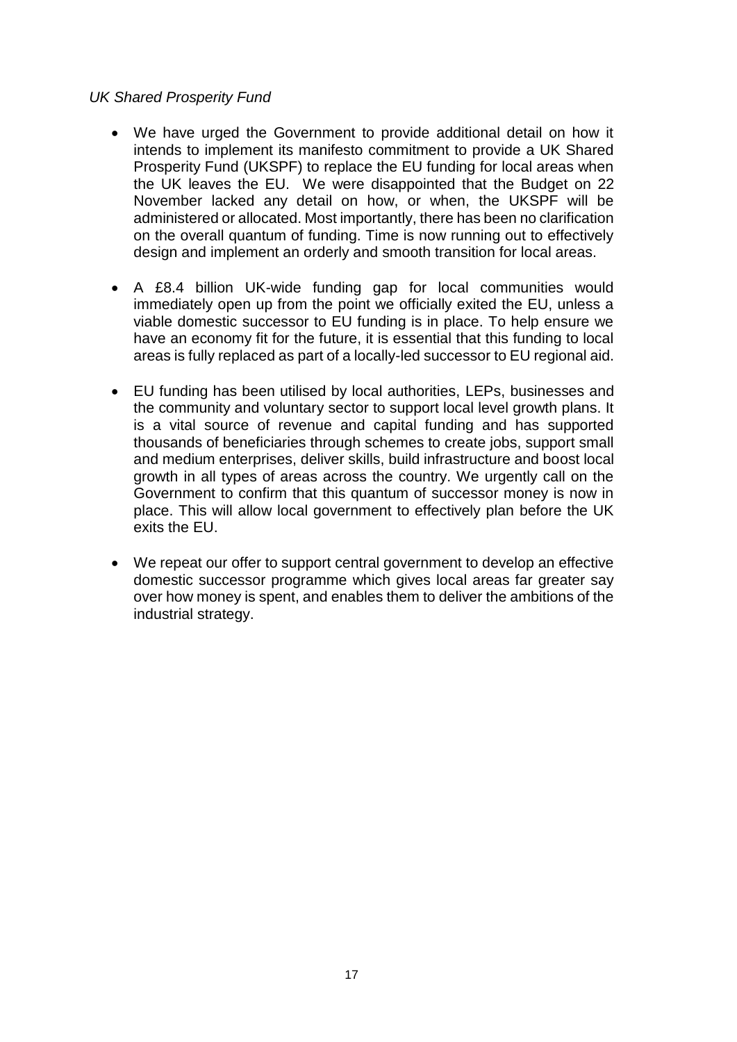*UK Shared Prosperity Fund*

- We have urged the Government to provide additional detail on how it intends to implement its manifesto commitment to provide a UK Shared Prosperity Fund (UKSPF) to replace the EU funding for local areas when the UK leaves the EU. We were disappointed that the Budget on 22 November lacked any detail on how, or when, the UKSPF will be administered or allocated. Most importantly, there has been no clarification on the overall quantum of funding. Time is now running out to effectively design and implement an orderly and smooth transition for local areas.

- A £8.4 billion UK-wide funding gap for local communities would immediately open up from the point we officially exited the EU, unless a viable domestic successor to EU funding is in place. To help ensure we have an economy fit for the future, it is essential that this funding to local areas is fully replaced as part of a locally-led successor to EU regional aid.

- EU funding has been utilised by local authorities, LEPs, businesses and the community and voluntary sector to support local level growth plans. It is a vital source of revenue and capital funding and has supported thousands of beneficiaries through schemes to create jobs, support small and medium enterprises, deliver skills, build infrastructure and boost local growth in all types of areas across the country. We urgently call on the Government to confirm that this quantum of successor money is now in place. This will allow local government to effectively plan before the UK exits the EU.

- We repeat our offer to support central government to develop an effective domestic successor programme which gives local areas far greater say over how money is spent, and enables them to deliver the ambitions of the industrial strategy.